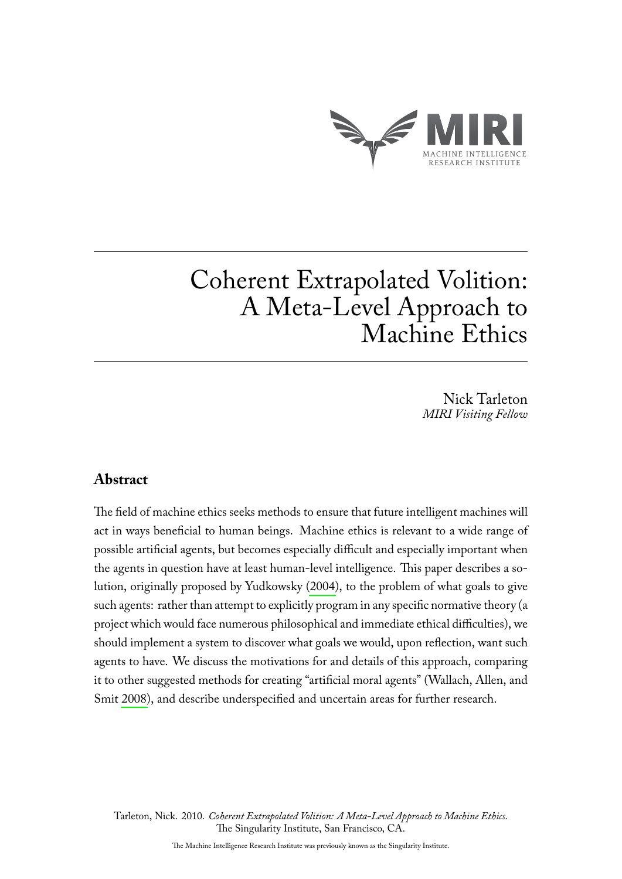MACHINE INTELLIGENCE RESEARCH INSTITUTE

# Coherent Extrapolated Volition: A Meta-Level Approach to Machine Ethics

Nick Tarleton
*MIRI Visiting Fellow*

## Abstract

The field of machine ethics seeks methods to ensure that future intelligent machines will act in ways beneficial to human beings. Machine ethics is relevant to a wide range of possible artificial agents, but becomes especially difficult and especially important when the agents in question have at least human-level intelligence. This paper describes a solution, originally proposed by Yudkowsky (2004), to the problem of what goals to give such agents: rather than attempt to explicitly program in any specific normative theory (a project which would face numerous philosophical and immediate ethical difficulties), we should implement a system to discover what goals we would, upon reflection, want such agents to have. We discuss the motivations for and details of this approach, comparing it to other suggested methods for creating "artificial moral agents" (Wallach, Allen, and Smit 2008), and describe underspecified and uncertain areas for further research.

Tarleton, Nick. 2010. *Coherent Extrapolated Volition: A Meta-Level Approach to Machine Ethics*. The Singularity Institute, San Francisco, CA.

The Machine Intelligence Research Institute was previously known as the Singularity Institute.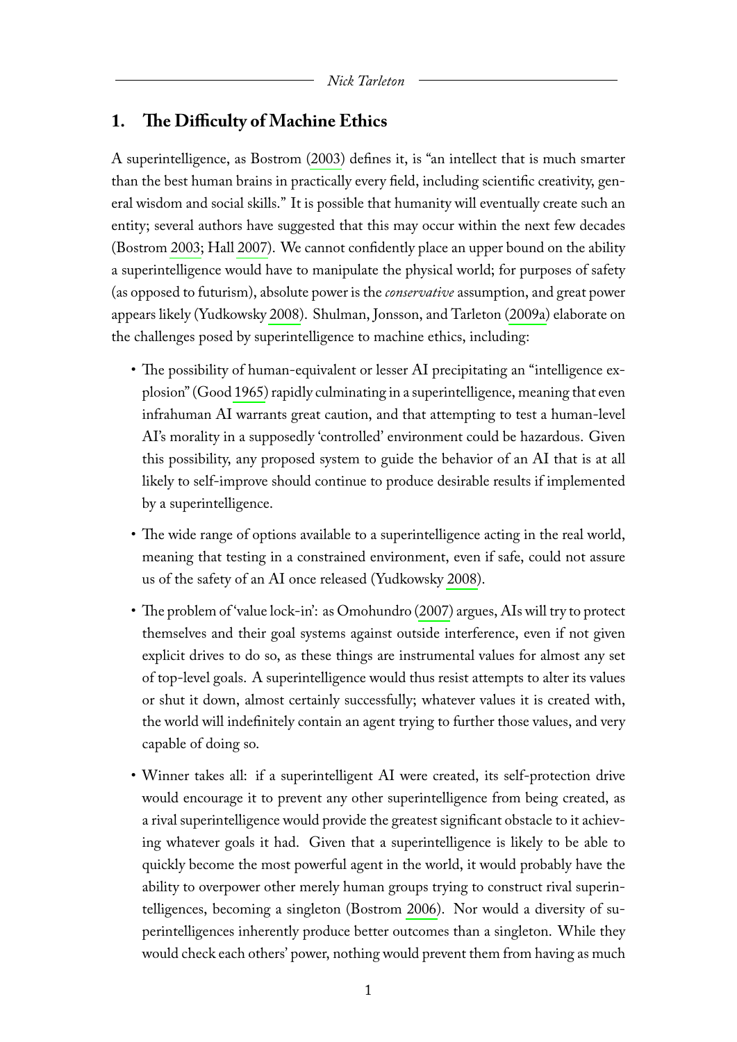## 1. The Difficulty of Machine Ethics

A superintelligence, as Bostrom (2003) defines it, is "an intellect that is much smarter than the best human brains in practically every field, including scientific creativity, general wisdom and social skills." It is possible that humanity will eventually create such an entity; several authors have suggested that this may occur within the next few decades (Bostrom 2003; Hall 2007). We cannot confidently place an upper bound on the ability a superintelligence would have to manipulate the physical world; for purposes of safety (as opposed to futurism), absolute power is the *conservative* assumption, and great power appears likely (Yudkowsky 2008). Shulman, Jonsson, and Tarleton (2009a) elaborate on the challenges posed by superintelligence to machine ethics, including:

- The possibility of human-equivalent or lesser AI precipitating an "intelligence explosion" (Good 1965) rapidly culminating in a superintelligence, meaning that even infrahuman AI warrants great caution, and that attempting to test a human-level AI's morality in a supposedly 'controlled' environment could be hazardous. Given this possibility, any proposed system to guide the behavior of an AI that is at all likely to self-improve should continue to produce desirable results if implemented by a superintelligence.
- The wide range of options available to a superintelligence acting in the real world, meaning that testing in a constrained environment, even if safe, could not assure us of the safety of an AI once released (Yudkowsky 2008).
- The problem of 'value lock-in': as Omohundro (2007) argues, AIs will try to protect themselves and their goal systems against outside interference, even if not given explicit drives to do so, as these things are instrumental values for almost any set of top-level goals. A superintelligence would thus resist attempts to alter its values or shut it down, almost certainly successfully; whatever values it is created with, the world will indefinitely contain an agent trying to further those values, and very capable of doing so.
- Winner takes all: if a superintelligent AI were created, its self-protection drive would encourage it to prevent any other superintelligence from being created, as a rival superintelligence would provide the greatest significant obstacle to it achieving whatever goals it had. Given that a superintelligence is likely to be able to quickly become the most powerful agent in the world, it would probably have the ability to overpower other merely human groups trying to construct rival superintelligences, becoming a singleton (Bostrom 2006). Nor would a diversity of superintelligences inherently produce better outcomes than a singleton. While they would check each others' power, nothing would prevent them from having as much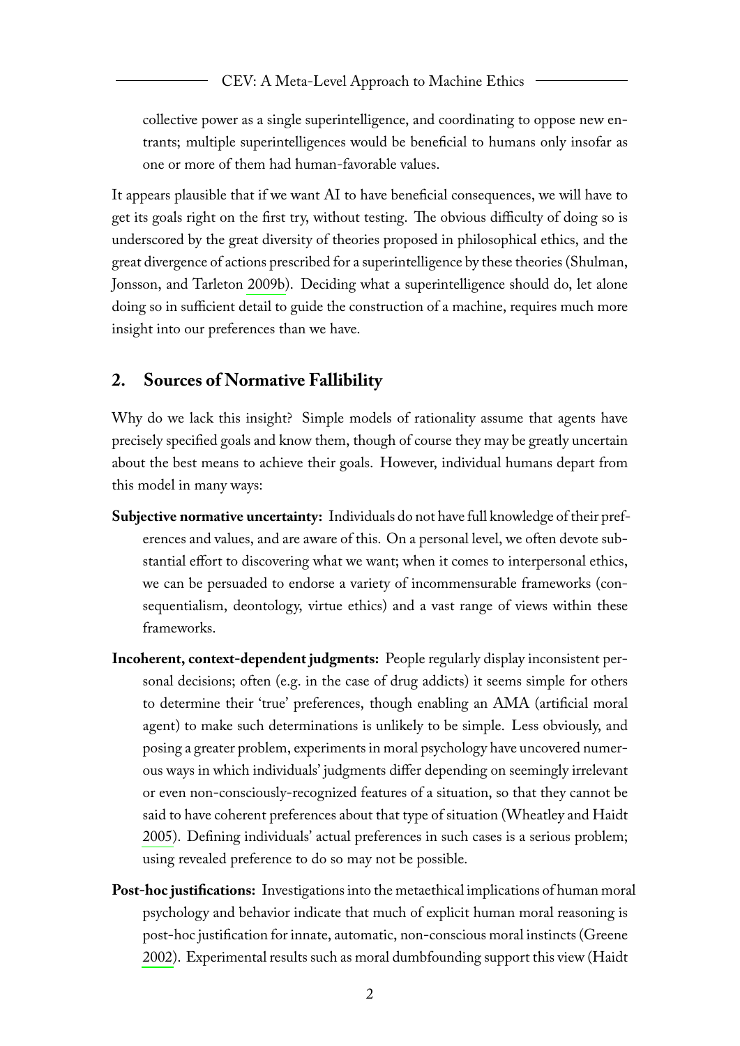collective power as a single superintelligence, and coordinating to oppose new entrants; multiple superintelligences would be beneficial to humans only insofar as one or more of them had human-favorable values.

It appears plausible that if we want AI to have beneficial consequences, we will have to get its goals right on the first try, without testing. The obvious difficulty of doing so is underscored by the great diversity of theories proposed in philosophical ethics, and the great divergence of actions prescribed for a superintelligence by these theories (Shulman, Jonsson, and Tarleton 2009b). Deciding what a superintelligence should do, let alone doing so in sufficient detail to guide the construction of a machine, requires much more insight into our preferences than we have.

## 2. Sources of Normative Fallibility

Why do we lack this insight? Simple models of rationality assume that agents have precisely specified goals and know them, though of course they may be greatly uncertain about the best means to achieve their goals. However, individual humans depart from this model in many ways:

**Subjective normative uncertainty:** Individuals do not have full knowledge of their preferences and values, and are aware of this. On a personal level, we often devote substantial effort to discovering what we want; when it comes to interpersonal ethics, we can be persuaded to endorse a variety of incommensurable frameworks (consequentialism, deontology, virtue ethics) and a vast range of views within these frameworks.

**Incoherent, context-dependent judgments:** People regularly display inconsistent personal decisions; often (e.g. in the case of drug addicts) it seems simple for others to determine their 'true' preferences, though enabling an AMA (artificial moral agent) to make such determinations is unlikely to be simple. Less obviously, and posing a greater problem, experiments in moral psychology have uncovered numerous ways in which individuals' judgments differ depending on seemingly irrelevant or even non-consciously-recognized features of a situation, so that they cannot be said to have coherent preferences about that type of situation (Wheatley and Haidt 2005). Defining individuals' actual preferences in such cases is a serious problem; using revealed preference to do so may not be possible.

**Post-hoc justifications:** Investigations into the metaethical implications of human moral psychology and behavior indicate that much of explicit human moral reasoning is post-hoc justification for innate, automatic, non-conscious moral instincts (Greene 2002). Experimental results such as moral dumbfounding support this view (Haidt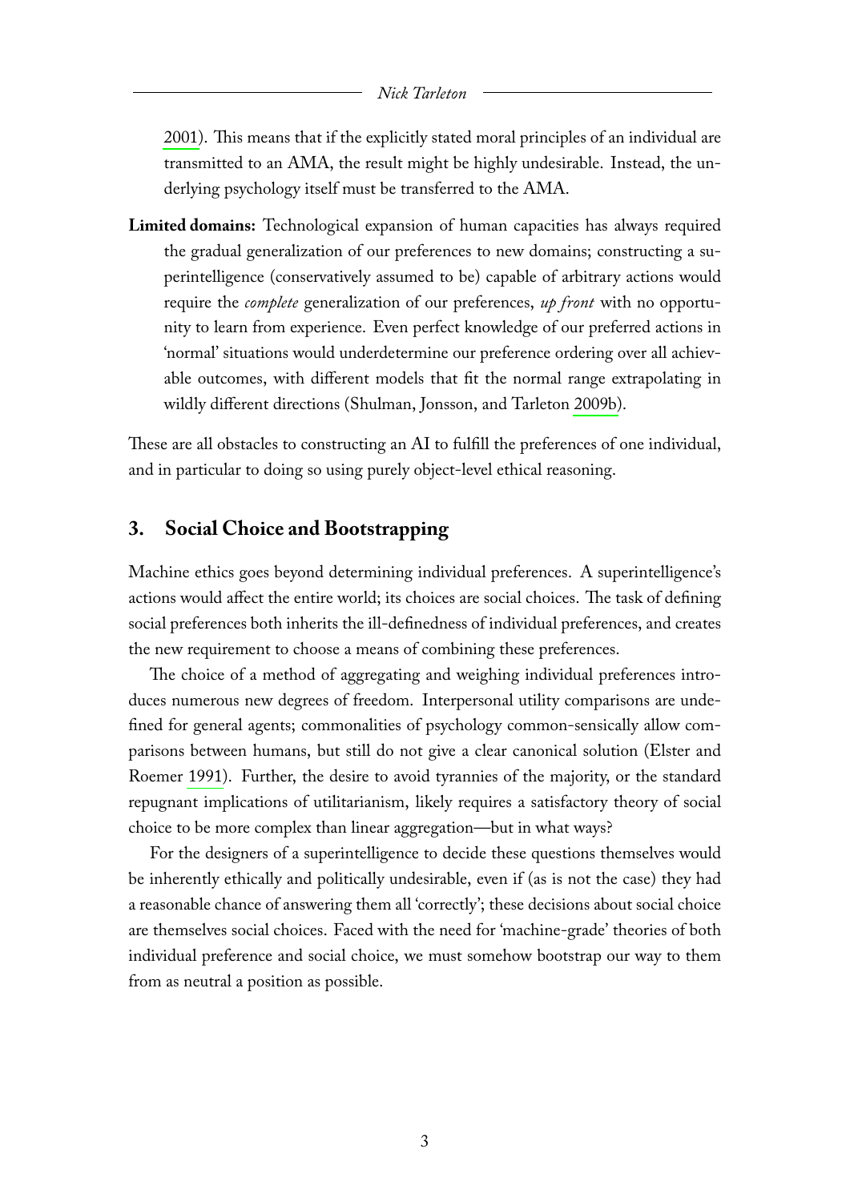2001). This means that if the explicitly stated moral principles of an individual are transmitted to an AMA, the result might be highly undesirable. Instead, the underlying psychology itself must be transferred to the AMA.

**Limited domains:** Technological expansion of human capacities has always required the gradual generalization of our preferences to new domains; constructing a superintelligence (conservatively assumed to be) capable of arbitrary actions would require the *complete* generalization of our preferences, *up front* with no opportunity to learn from experience. Even perfect knowledge of our preferred actions in 'normal' situations would underdetermine our preference ordering over all achievable outcomes, with different models that fit the normal range extrapolating in wildly different directions (Shulman, Jonsson, and Tarleton 2009b).

These are all obstacles to constructing an AI to fulfill the preferences of one individual, and in particular to doing so using purely object-level ethical reasoning.

## 3. Social Choice and Bootstrapping

Machine ethics goes beyond determining individual preferences. A superintelligence's actions would affect the entire world; its choices are social choices. The task of defining social preferences both inherits the ill-definedness of individual preferences, and creates the new requirement to choose a means of combining these preferences.

The choice of a method of aggregating and weighing individual preferences introduces numerous new degrees of freedom. Interpersonal utility comparisons are undefined for general agents; commonalities of psychology common-sensically allow comparisons between humans, but still do not give a clear canonical solution (Elster and Roemer 1991). Further, the desire to avoid tyrannies of the majority, or the standard repugnant implications of utilitarianism, likely requires a satisfactory theory of social choice to be more complex than linear aggregation—but in what ways?

For the designers of a superintelligence to decide these questions themselves would be inherently ethically and politically undesirable, even if (as is not the case) they had a reasonable chance of answering them all 'correctly'; these decisions about social choice are themselves social choices. Faced with the need for 'machine-grade' theories of both individual preference and social choice, we must somehow bootstrap our way to them from as neutral a position as possible.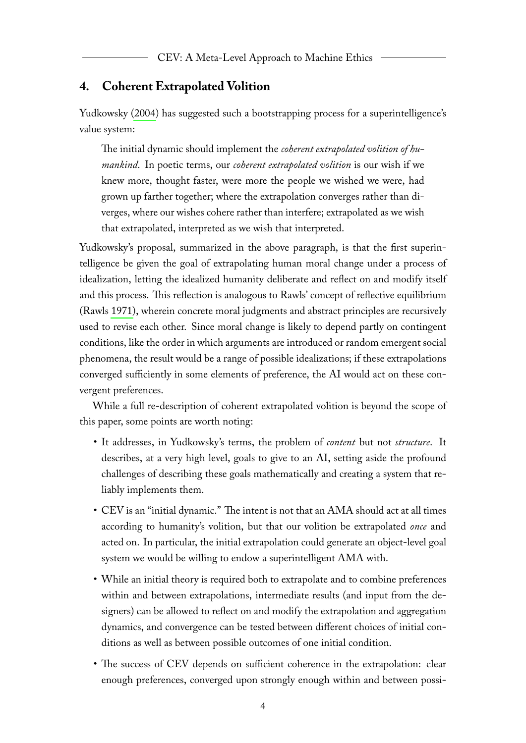## 4. Coherent Extrapolated Volition

Yudkowsky (2004) has suggested such a bootstrapping process for a superintelligence's value system:

> The initial dynamic should implement the *coherent extrapolated volition of humankind*. In poetic terms, our *coherent extrapolated volition* is our wish if we knew more, thought faster, were more the people we wished we were, had grown up farther together; where the extrapolation converges rather than diverges, where our wishes cohere rather than interfere; extrapolated as we wish that extrapolated, interpreted as we wish that interpreted.

Yudkowsky's proposal, summarized in the above paragraph, is that the first superintelligence be given the goal of extrapolating human moral change under a process of idealization, letting the idealized humanity deliberate and reflect on and modify itself and this process. This reflection is analogous to Rawls' concept of reflective equilibrium (Rawls 1971), wherein concrete moral judgments and abstract principles are recursively used to revise each other. Since moral change is likely to depend partly on contingent conditions, like the order in which arguments are introduced or random emergent social phenomena, the result would be a range of possible idealizations; if these extrapolations converged sufficiently in some elements of preference, the AI would act on these convergent preferences.

While a full re-description of coherent extrapolated volition is beyond the scope of this paper, some points are worth noting:

- It addresses, in Yudkowsky's terms, the problem of *content* but not *structure*. It describes, at a very high level, goals to give to an AI, setting aside the profound challenges of describing these goals mathematically and creating a system that reliably implements them.
- CEV is an "initial dynamic." The intent is not that an AMA should act at all times according to humanity's volition, but that our volition be extrapolated *once* and acted on. In particular, the initial extrapolation could generate an object-level goal system we would be willing to endow a superintelligent AMA with.
- While an initial theory is required both to extrapolate and to combine preferences within and between extrapolations, intermediate results (and input from the designers) can be allowed to reflect on and modify the extrapolation and aggregation dynamics, and convergence can be tested between different choices of initial conditions as well as between possible outcomes of one initial condition.
- The success of CEV depends on sufficient coherence in the extrapolation: clear enough preferences, converged upon strongly enough within and between possi-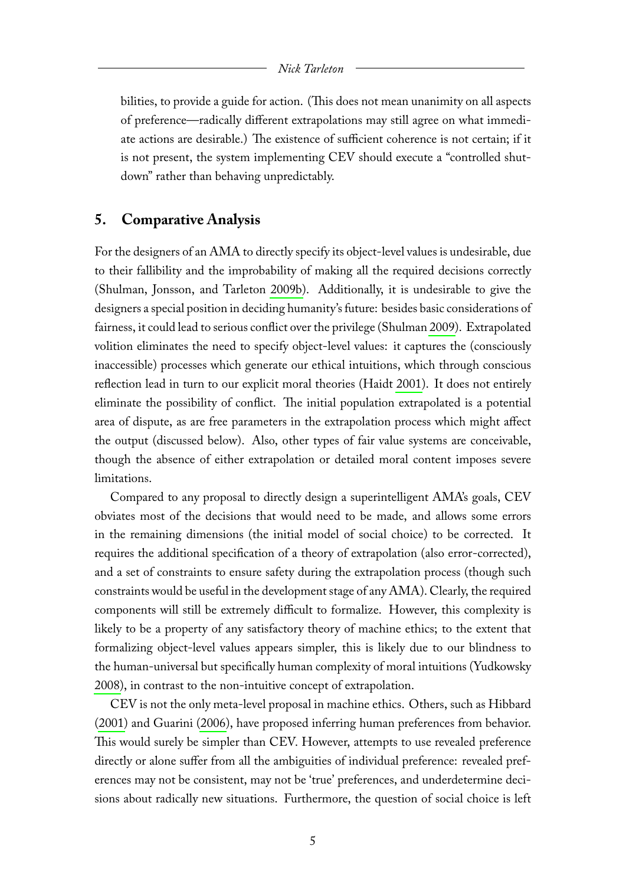bilities, to provide a guide for action. (This does not mean unanimity on all aspects of preference—radically different extrapolations may still agree on what immediate actions are desirable.) The existence of sufficient coherence is not certain; if it is not present, the system implementing CEV should execute a "controlled shutdown" rather than behaving unpredictably.

## 5. Comparative Analysis

For the designers of an AMA to directly specify its object-level values is undesirable, due to their fallibility and the improbability of making all the required decisions correctly (Shulman, Jonsson, and Tarleton 2009b). Additionally, it is undesirable to give the designers a special position in deciding humanity's future: besides basic considerations of fairness, it could lead to serious conflict over the privilege (Shulman 2009). Extrapolated volition eliminates the need to specify object-level values: it captures the (consciously inaccessible) processes which generate our ethical intuitions, which through conscious reflection lead in turn to our explicit moral theories (Haidt 2001). It does not entirely eliminate the possibility of conflict. The initial population extrapolated is a potential area of dispute, as are free parameters in the extrapolation process which might affect the output (discussed below). Also, other types of fair value systems are conceivable, though the absence of either extrapolation or detailed moral content imposes severe limitations.

Compared to any proposal to directly design a superintelligent AMA's goals, CEV obviates most of the decisions that would need to be made, and allows some errors in the remaining dimensions (the initial model of social choice) to be corrected. It requires the additional specification of a theory of extrapolation (also error-corrected), and a set of constraints to ensure safety during the extrapolation process (though such constraints would be useful in the development stage of any AMA). Clearly, the required components will still be extremely difficult to formalize. However, this complexity is likely to be a property of any satisfactory theory of machine ethics; to the extent that formalizing object-level values appears simpler, this is likely due to our blindness to the human-universal but specifically human complexity of moral intuitions (Yudkowsky 2008), in contrast to the non-intuitive concept of extrapolation.

CEV is not the only meta-level proposal in machine ethics. Others, such as Hibbard (2001) and Guarini (2006), have proposed inferring human preferences from behavior. This would surely be simpler than CEV. However, attempts to use revealed preference directly or alone suffer from all the ambiguities of individual preference: revealed preferences may not be consistent, may not be 'true' preferences, and underdetermine decisions about radically new situations. Furthermore, the question of social choice is left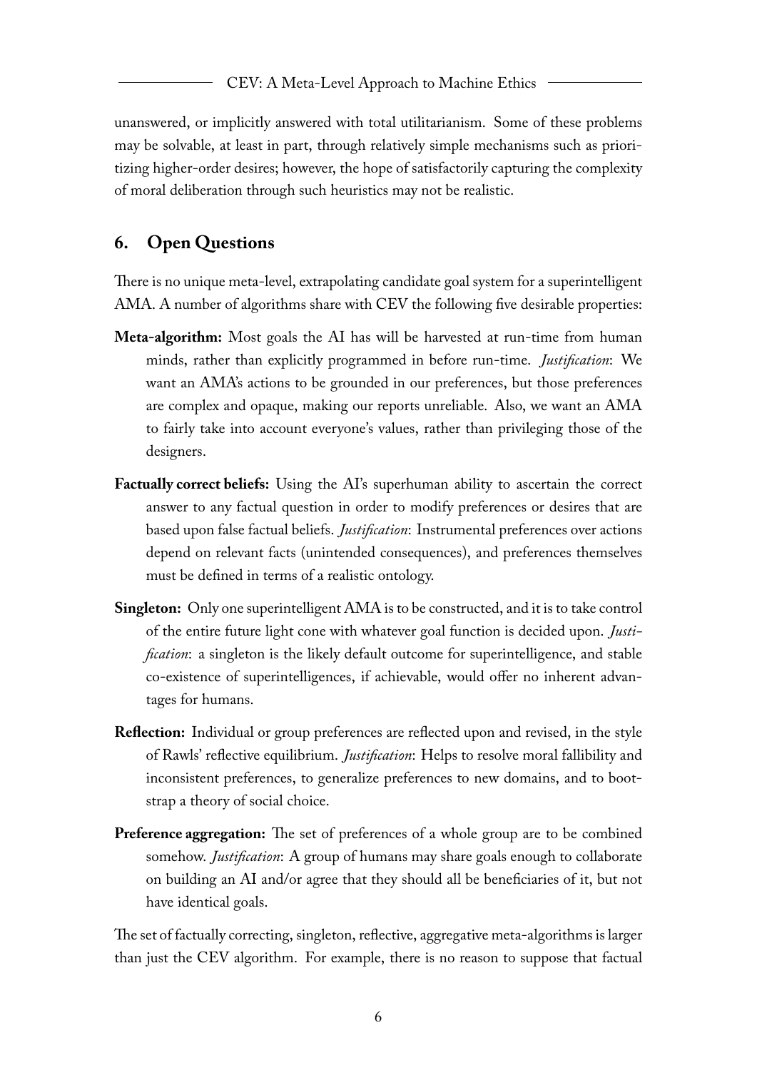unanswered, or implicitly answered with total utilitarianism. Some of these problems may be solvable, at least in part, through relatively simple mechanisms such as prioritizing higher-order desires; however, the hope of satisfactorily capturing the complexity of moral deliberation through such heuristics may not be realistic.

## 6. Open Questions

There is no unique meta-level, extrapolating candidate goal system for a superintelligent AMA. A number of algorithms share with CEV the following five desirable properties:

**Meta-algorithm:** Most goals the AI has will be harvested at run-time from human minds, rather than explicitly programmed in before run-time. *Justification*: We want an AMA's actions to be grounded in our preferences, but those preferences are complex and opaque, making our reports unreliable. Also, we want an AMA to fairly take into account everyone's values, rather than privileging those of the designers.

**Factually correct beliefs:** Using the AI's superhuman ability to ascertain the correct answer to any factual question in order to modify preferences or desires that are based upon false factual beliefs. *Justification*: Instrumental preferences over actions depend on relevant facts (unintended consequences), and preferences themselves must be defined in terms of a realistic ontology.

**Singleton:** Only one superintelligent AMA is to be constructed, and it is to take control of the entire future light cone with whatever goal function is decided upon. *Justification*: a singleton is the likely default outcome for superintelligence, and stable co-existence of superintelligences, if achievable, would offer no inherent advantages for humans.

**Reflection:** Individual or group preferences are reflected upon and revised, in the style of Rawls' reflective equilibrium. *Justification*: Helps to resolve moral fallibility and inconsistent preferences, to generalize preferences to new domains, and to bootstrap a theory of social choice.

**Preference aggregation:** The set of preferences of a whole group are to be combined somehow. *Justification*: A group of humans may share goals enough to collaborate on building an AI and/or agree that they should all be beneficiaries of it, but not have identical goals.

The set of factually correcting, singleton, reflective, aggregative meta-algorithms is larger than just the CEV algorithm. For example, there is no reason to suppose that factual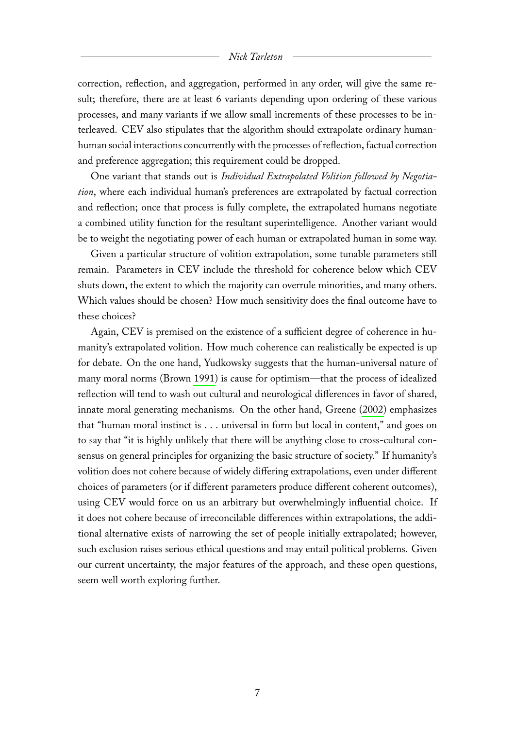correction, reflection, and aggregation, performed in any order, will give the same result; therefore, there are at least 6 variants depending upon ordering of these various processes, and many variants if we allow small increments of these processes to be interleaved. CEV also stipulates that the algorithm should extrapolate ordinary human-human social interactions concurrently with the processes of reflection, factual correction and preference aggregation; this requirement could be dropped.

One variant that stands out is *Individual Extrapolated Volition followed by Negotiation*, where each individual human's preferences are extrapolated by factual correction and reflection; once that process is fully complete, the extrapolated humans negotiate a combined utility function for the resultant superintelligence. Another variant would be to weight the negotiating power of each human or extrapolated human in some way.

Given a particular structure of volition extrapolation, some tunable parameters still remain. Parameters in CEV include the threshold for coherence below which CEV shuts down, the extent to which the majority can overrule minorities, and many others. Which values should be chosen? How much sensitivity does the final outcome have to these choices?

Again, CEV is premised on the existence of a sufficient degree of coherence in humanity's extrapolated volition. How much coherence can realistically be expected is up for debate. On the one hand, Yudkowsky suggests that the human-universal nature of many moral norms (Brown 1991) is cause for optimism—that the process of idealized reflection will tend to wash out cultural and neurological differences in favor of shared, innate moral generating mechanisms. On the other hand, Greene (2002) emphasizes that "human moral instinct is . . . universal in form but local in content," and goes on to say that "it is highly unlikely that there will be anything close to cross-cultural consensus on general principles for organizing the basic structure of society." If humanity's volition does not cohere because of widely differing extrapolations, even under different choices of parameters (or if different parameters produce different coherent outcomes), using CEV would force on us an arbitrary but overwhelmingly influential choice. If it does not cohere because of irreconcilable differences within extrapolations, the additional alternative exists of narrowing the set of people initially extrapolated; however, such exclusion raises serious ethical questions and may entail political problems. Given our current uncertainty, the major features of the approach, and these open questions, seem well worth exploring further.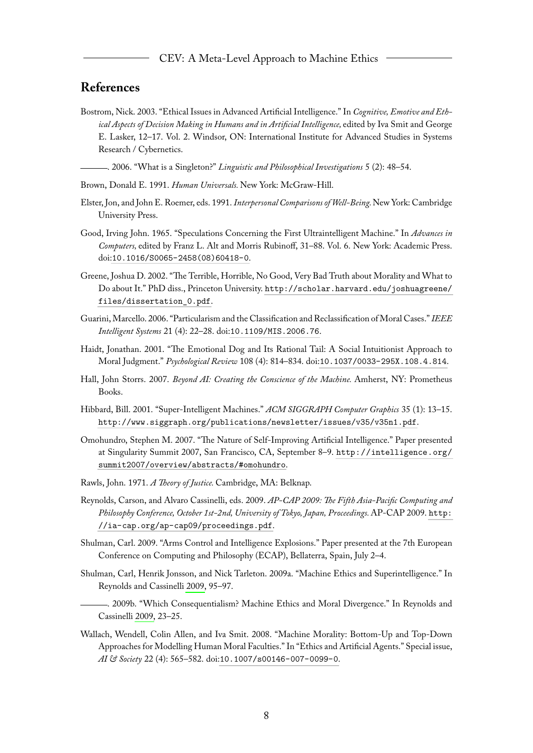## References

Bostrom, Nick. 2003. "Ethical Issues in Advanced Artificial Intelligence." In *Cognitive, Emotive and Ethical Aspects of Decision Making in Humans and in Artificial Intelligence,* edited by Iva Smit and George E. Lasker, 12–17. Vol. 2. Windsor, ON: International Institute for Advanced Studies in Systems Research / Cybernetics.

———. 2006. "What is a Singleton?" *Linguistic and Philosophical Investigations* 5 (2): 48–54.

Brown, Donald E. 1991. *Human Universals.* New York: McGraw-Hill.

Elster, Jon, and John E. Roemer, eds. 1991. *Interpersonal Comparisons of Well-Being.* New York: Cambridge University Press.

Good, Irving John. 1965. "Speculations Concerning the First Ultraintelligent Machine." In *Advances in Computers,* edited by Franz L. Alt and Morris Rubinoff, 31–88. Vol. 6. New York: Academic Press. doi:10.1016/S0065-2458(08)60418-0.

Greene, Joshua D. 2002. "The Terrible, Horrible, No Good, Very Bad Truth about Morality and What to Do about It." PhD diss., Princeton University. http://scholar.harvard.edu/joshuagreene/files/dissertation_0.pdf.

Guarini, Marcello. 2006. "Particularism and the Classification and Reclassification of Moral Cases." *IEEE Intelligent Systems* 21 (4): 22–28. doi:10.1109/MIS.2006.76.

Haidt, Jonathan. 2001. "The Emotional Dog and Its Rational Tail: A Social Intuitionist Approach to Moral Judgment." *Psychological Review* 108 (4): 814–834. doi:10.1037/0033-295X.108.4.814.

Hall, John Storrs. 2007. *Beyond AI: Creating the Conscience of the Machine.* Amherst, NY: Prometheus Books.

Hibbard, Bill. 2001. "Super-Intelligent Machines." *ACM SIGGRAPH Computer Graphics* 35 (1): 13–15. http://www.siggraph.org/publications/newsletter/issues/v35/v35n1.pdf.

Omohundro, Stephen M. 2007. "The Nature of Self-Improving Artificial Intelligence." Paper presented at Singularity Summit 2007, San Francisco, CA, September 8–9. http://intelligence.org/summit2007/overview/abstracts/#omohundro.

Rawls, John. 1971. *A Theory of Justice.* Cambridge, MA: Belknap.

Reynolds, Carson, and Alvaro Cassinelli, eds. 2009. *AP-CAP 2009: The Fifth Asia-Pacific Computing and Philosophy Conference, October 1st-2nd, University of Tokyo, Japan, Proceedings.* AP-CAP 2009. http://ia-cap.org/ap-cap09/proceedings.pdf.

Shulman, Carl. 2009. "Arms Control and Intelligence Explosions." Paper presented at the 7th European Conference on Computing and Philosophy (ECAP), Bellaterra, Spain, July 2–4.

Shulman, Carl, Henrik Jonsson, and Nick Tarleton. 2009a. "Machine Ethics and Superintelligence." In Reynolds and Cassinelli 2009, 95–97.

———. 2009b. "Which Consequentialism? Machine Ethics and Moral Divergence." In Reynolds and Cassinelli 2009, 23–25.

Wallach, Wendell, Colin Allen, and Iva Smit. 2008. "Machine Morality: Bottom-Up and Top-Down Approaches for Modelling Human Moral Faculties." In "Ethics and Artificial Agents." Special issue, *AI & Society* 22 (4): 565–582. doi:10.1007/s00146-007-0099-0.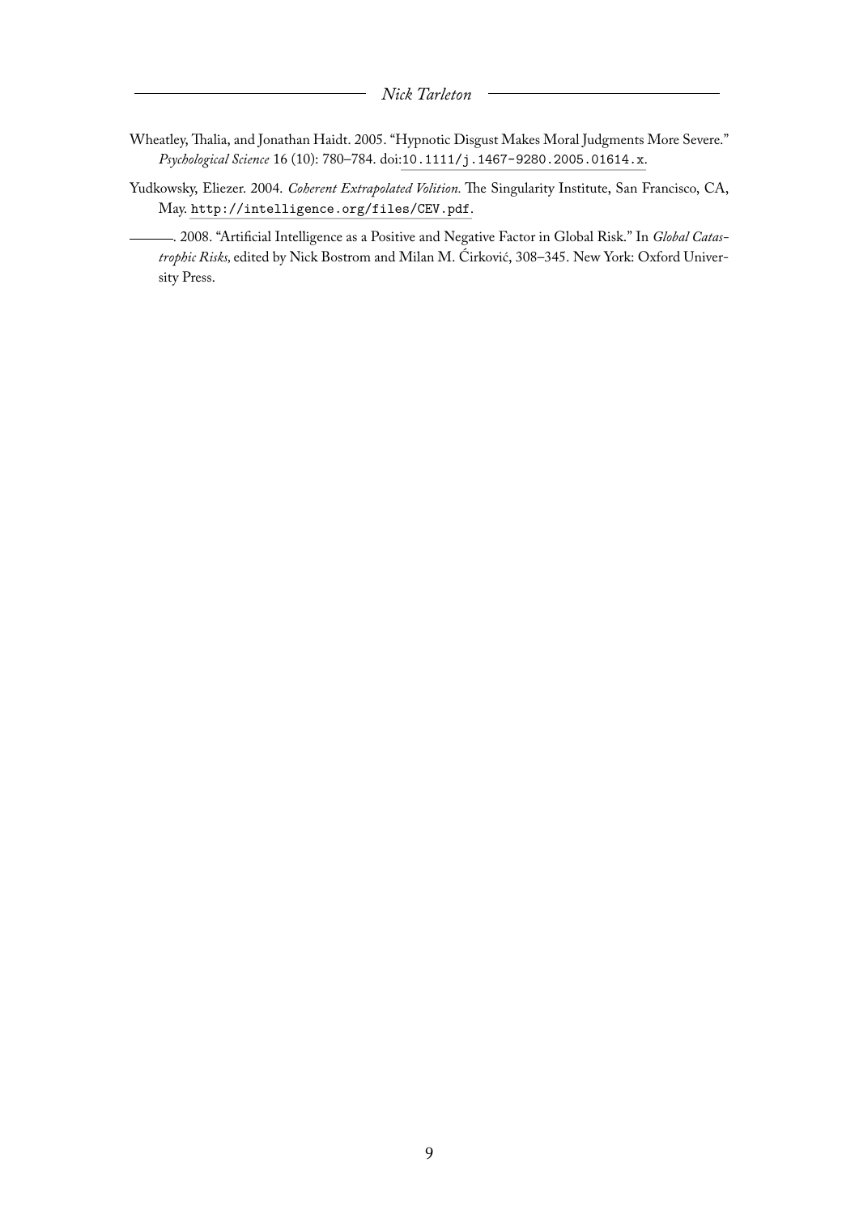Wheatley, Thalia, and Jonathan Haidt. 2005. "Hypnotic Disgust Makes Moral Judgments More Severe." *Psychological Science* 16 (10): 780–784. doi:10.1111/j.1467-9280.2005.01614.x.

Yudkowsky, Eliezer. 2004. *Coherent Extrapolated Volition.* The Singularity Institute, San Francisco, CA, May. http://intelligence.org/files/CEV.pdf.

———. 2008. "Artificial Intelligence as a Positive and Negative Factor in Global Risk." In *Global Catastrophic Risks*, edited by Nick Bostrom and Milan M. Ćirković, 308–345. New York: Oxford University Press.